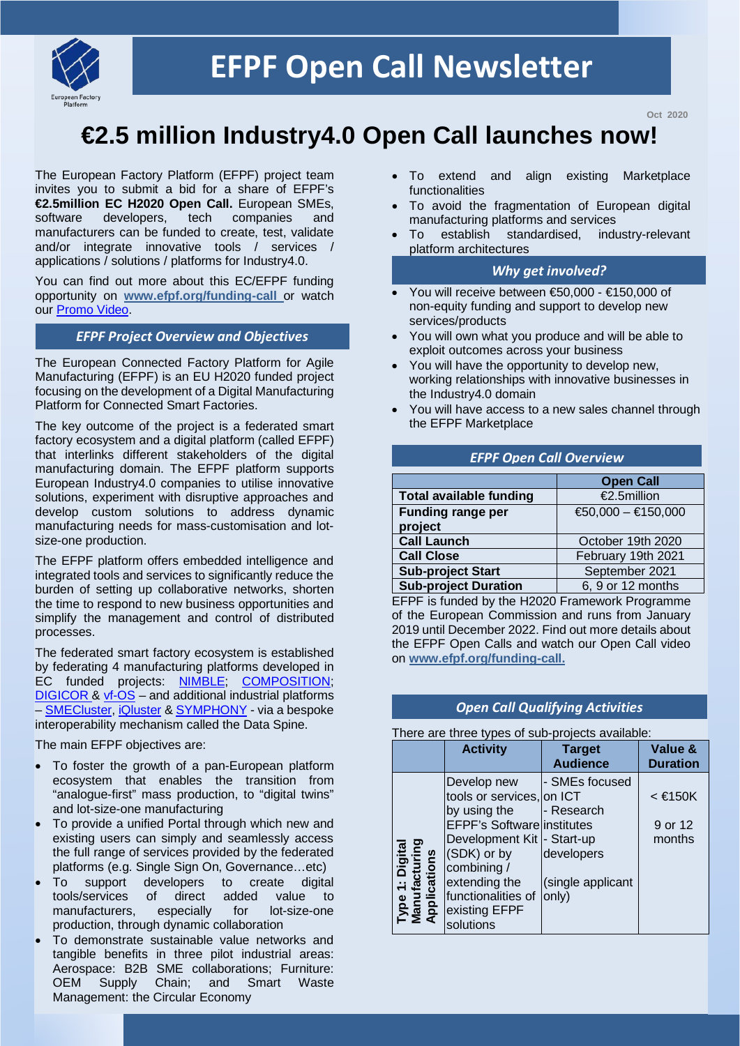# EFPF Open Call Newsletter

Oct 2020

# €2.5 million Industry4.0 Open Call launches now!

The European Factory Platform (EFPF) project team invites you to submit a bid for a share of EFPF's **€2.5million EC H2020 Open Call.** European SMEs, software developers, tech companies and manufacturers can be funded to create, test, validate and/or integrate innovative tools / services / applications / solutions / platforms for Industry4.0.

You can find out more about this EC/EFPF funding opportunity on **www.efpf.org/funding-call** or watch our Promo Video.

## *EFPF Project Overview and Objectives*

The European Connected Factory Platform for Agile Manufacturing (EFPF) is an EU H2020 funded project focusing on the development of a Digital Manufacturing Platform for Connected Smart Factories.

The key outcome of the project is a federated smart factory ecosystem and a digital platform (called EFPF) that interlinks different stakeholders of the digital manufacturing domain. The EFPF platform supports European Industry4.0 companies to utilise innovative solutions, experiment with disruptive approaches and develop custom solutions to address dynamic manufacturing needs for mass-customisation and lot-size-one production.

The EFPF platform offers embedded intelligence and integrated tools and services to significantly reduce the burden of setting up collaborative networks, shorten the time to respond to new business opportunities and simplify the management and control of distributed processes.

The federated smart factory ecosystem is established by federating 4 manufacturing platforms developed in EC funded projects: NIMBLE; COMPOSITION; DIGICOR & vf-OS – and additional industrial platforms – SMECluster, iQluster & SYMPHONY - via a bespoke interoperability mechanism called the Data Spine.

The main EFPF objectives are:

- To foster the growth of a pan-European platform ecosystem that enables the transition from "analogue-first" mass production, to "digital twins" and lot-size-one manufacturing
- To provide a unified Portal through which new and existing users can simply and seamlessly access the full range of services provided by the federated platforms (e.g. Single Sign On, Governance…etc)
- To support developers to create digital tools/services of direct added value to manufacturers, especially for lot-size-one production, through dynamic collaboration
- To demonstrate sustainable value networks and tangible benefits in three pilot industrial areas: Aerospace: B2B SME collaborations; Furniture: OEM Supply Chain; and Smart Waste Management: the Circular Economy
- To extend and align existing Marketplace functionalities
- To avoid the fragmentation of European digital manufacturing platforms and services
- To establish standardised, industry-relevant platform architectures

## *Why get involved?*

- You will receive between €50,000 - €150,000 of non-equity funding and support to develop new services/products
- You will own what you produce and will be able to exploit outcomes across your business
- You will have the opportunity to develop new, working relationships with innovative businesses in the Industry4.0 domain
- You will have access to a new sales channel through the EFPF Marketplace

## *EFPF Open Call Overview*

| | Open Call |
|---|---|
| **Total available funding** | €2.5million |
| **Funding range per project** | €50,000 – €150,000 |
| **Call Launch** | October 19th 2020 |
| **Call Close** | February 19th 2021 |
| **Sub-project Start** | September 2021 |
| **Sub-project Duration** | 6, 9 or 12 months |

EFPF is funded by the H2020 Framework Programme of the European Commission and runs from January 2019 until December 2022. Find out more details about the EFPF Open Calls and watch our Open Call video on **www.efpf.org/funding-call.**

## *Open Call Qualifying Activities*

There are three types of sub-projects available:

| | Activity | Target Audience | Value & Duration |
|---|---|---|---|
| **Type 1: Digital Manufacturing Applications** | Develop new tools or services, by using the EFPF's Software Development Kit (SDK) or by combining / extending the functionalities of existing EFPF solutions | - SMEs focused on ICT<br>- Research institutes<br>- Start-up developers<br><br>(single applicant only) | < €150K<br><br>9 or 12 months |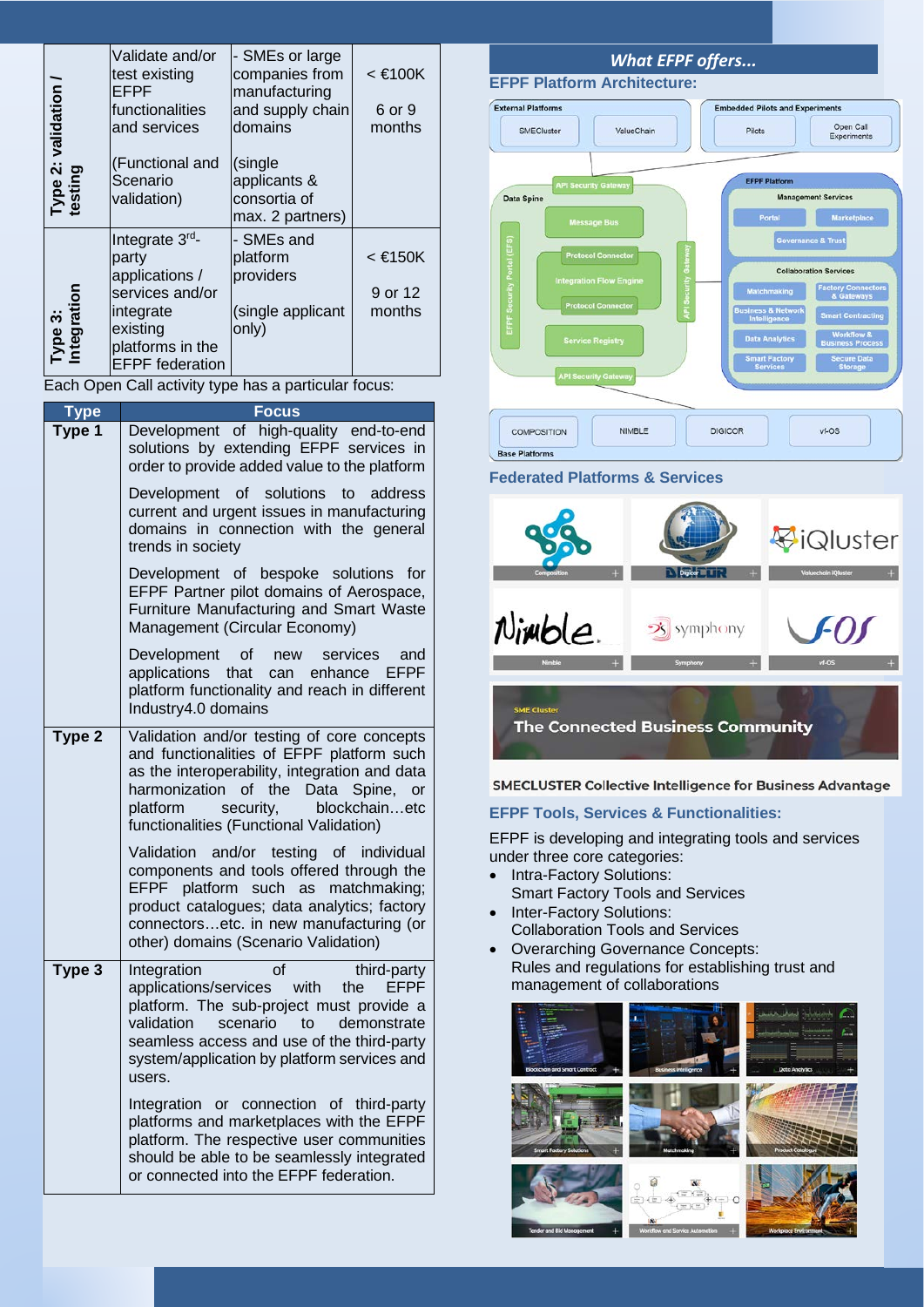| | | | |
|---|---|---|---|
| Type 2: validation / testing | Validate and/or test existing EFPF functionalities and services<br><br>(Functional and Scenario validation) | - SMEs or large companies from manufacturing and supply chain domains<br><br>(single applicants & consortia of max. 2 partners) | < €100K<br><br>6 or 9 months |
| Type 3: Integration | Integrate 3rd-party applications / services and/or integrate existing platforms in the EFPF federation | - SMEs and platform providers<br><br>(single applicant only) | < €150K<br><br>9 or 12 months |

Each Open Call activity type has a particular focus:

| Type | Focus |
|---|---|
| Type 1 | Development of high-quality end-to-end solutions by extending EFPF services in order to provide added value to the platform<br><br>Development of solutions to address current and urgent issues in manufacturing domains in connection with the general trends in society<br><br>Development of bespoke solutions for EFPF Partner pilot domains of Aerospace, Furniture Manufacturing and Smart Waste Management (Circular Economy)<br><br>Development of new services and applications that can enhance EFPF platform functionality and reach in different Industry4.0 domains |
| Type 2 | Validation and/or testing of core concepts and functionalities of EFPF platform such as the interoperability, integration and data harmonization of the Data Spine, or platform security, blockchain…etc functionalities (Functional Validation)<br><br>Validation and/or testing of individual components and tools offered through the EFPF platform such as matchmaking; product catalogues; data analytics; factory connectors…etc. in new manufacturing (or other) domains (Scenario Validation) |
| Type 3 | Integration of third-party applications/services with the EFPF platform. The sub-project must provide a validation scenario to demonstrate seamless access and use of the third-party system/application by platform services and users.<br><br>Integration or connection of third-party platforms and marketplaces with the EFPF platform. The respective user communities should be able to be seamlessly integrated or connected into the EFPF federation. |

## *What EFPF offers...*

### EFPF Platform Architecture:

### Federated Platforms & Services

### EFPF Tools, Services & Functionalities:

EFPF is developing and integrating tools and services under three core categories:

- Intra-Factory Solutions:
  Smart Factory Tools and Services
- Inter-Factory Solutions:
  Collaboration Tools and Services
- Overarching Governance Concepts:
  Rules and regulations for establishing trust and management of collaborations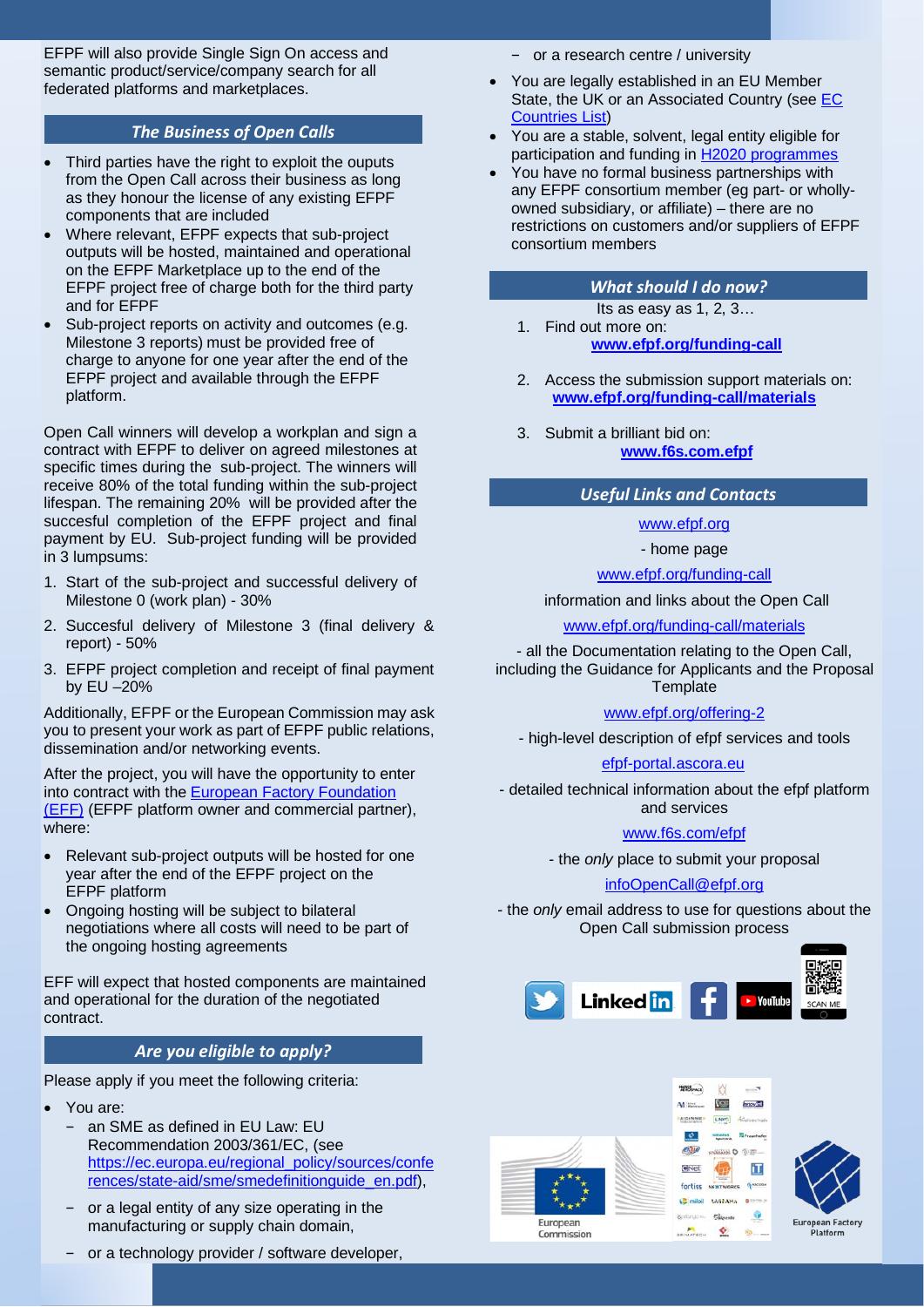EFPF will also provide Single Sign On access and semantic product/service/company search for all federated platforms and marketplaces.

## *The Business of Open Calls*

- Third parties have the right to exploit the ouputs from the Open Call across their business as long as they honour the license of any existing EFPF components that are included
- Where relevant, EFPF expects that sub-project outputs will be hosted, maintained and operational on the EFPF Marketplace up to the end of the EFPF project free of charge both for the third party and for EFPF
- Sub-project reports on activity and outcomes (e.g. Milestone 3 reports) must be provided free of charge to anyone for one year after the end of the EFPF project and available through the EFPF platform.

Open Call winners will develop a workplan and sign a contract with EFPF to deliver on agreed milestones at specific times during the sub-project. The winners will receive 80% of the total funding within the sub-project lifespan. The remaining 20% will be provided after the succesful completion of the EFPF project and final payment by EU. Sub-project funding will be provided in 3 lumpsums:

1. Start of the sub-project and successful delivery of Milestone 0 (work plan) - 30%
2. Succesful delivery of Milestone 3 (final delivery & report) - 50%
3. EFPF project completion and receipt of final payment by EU –20%

Additionally, EFPF or the European Commission may ask you to present your work as part of EFPF public relations, dissemination and/or networking events.

After the project, you will have the opportunity to enter into contract with the European Factory Foundation (EFF) (EFPF platform owner and commercial partner), where:

- Relevant sub-project outputs will be hosted for one year after the end of the EFPF project on the EFPF platform
- Ongoing hosting will be subject to bilateral negotiations where all costs will need to be part of the ongoing hosting agreements

EFF will expect that hosted components are maintained and operational for the duration of the negotiated contract.

## *Are you eligible to apply?*

Please apply if you meet the following criteria:

- You are:
  - an SME as defined in EU Law: EU Recommendation 2003/361/EC, (see https://ec.europa.eu/regional_policy/sources/conferences/state-aid/sme/smedefinitionguide_en.pdf),
  - or a legal entity of any size operating in the manufacturing or supply chain domain,
  - or a technology provider / software developer,
  - or a research centre / university
- You are legally established in an EU Member State, the UK or an Associated Country (see EC Countries List)
- You are a stable, solvent, legal entity eligible for participation and funding in H2020 programmes
- You have no formal business partnerships with any EFPF consortium member (eg part- or wholly-owned subsidiary, or affiliate) – there are no restrictions on customers and/or suppliers of EFPF consortium members

## *What should I do now?*

Its as easy as 1, 2, 3…

1. Find out more on: **www.efpf.org/funding-call**
2. Access the submission support materials on: **www.efpf.org/funding-call/materials**
3. Submit a brilliant bid on: **www.f6s.com.efpf**

## *Useful Links and Contacts*

www.efpf.org

- home page

www.efpf.org/funding-call

information and links about the Open Call

www.efpf.org/funding-call/materials

- all the Documentation relating to the Open Call, including the Guidance for Applicants and the Proposal Template

www.efpf.org/offering-2

- high-level description of efpf services and tools

efpf-portal.ascora.eu

- detailed technical information about the efpf platform and services

www.f6s.com/efpf

- the *only* place to submit your proposal

infoOpenCall@efpf.org

- the *only* email address to use for questions about the Open Call submission process

SCAN ME

European Commission

European Factory Platform